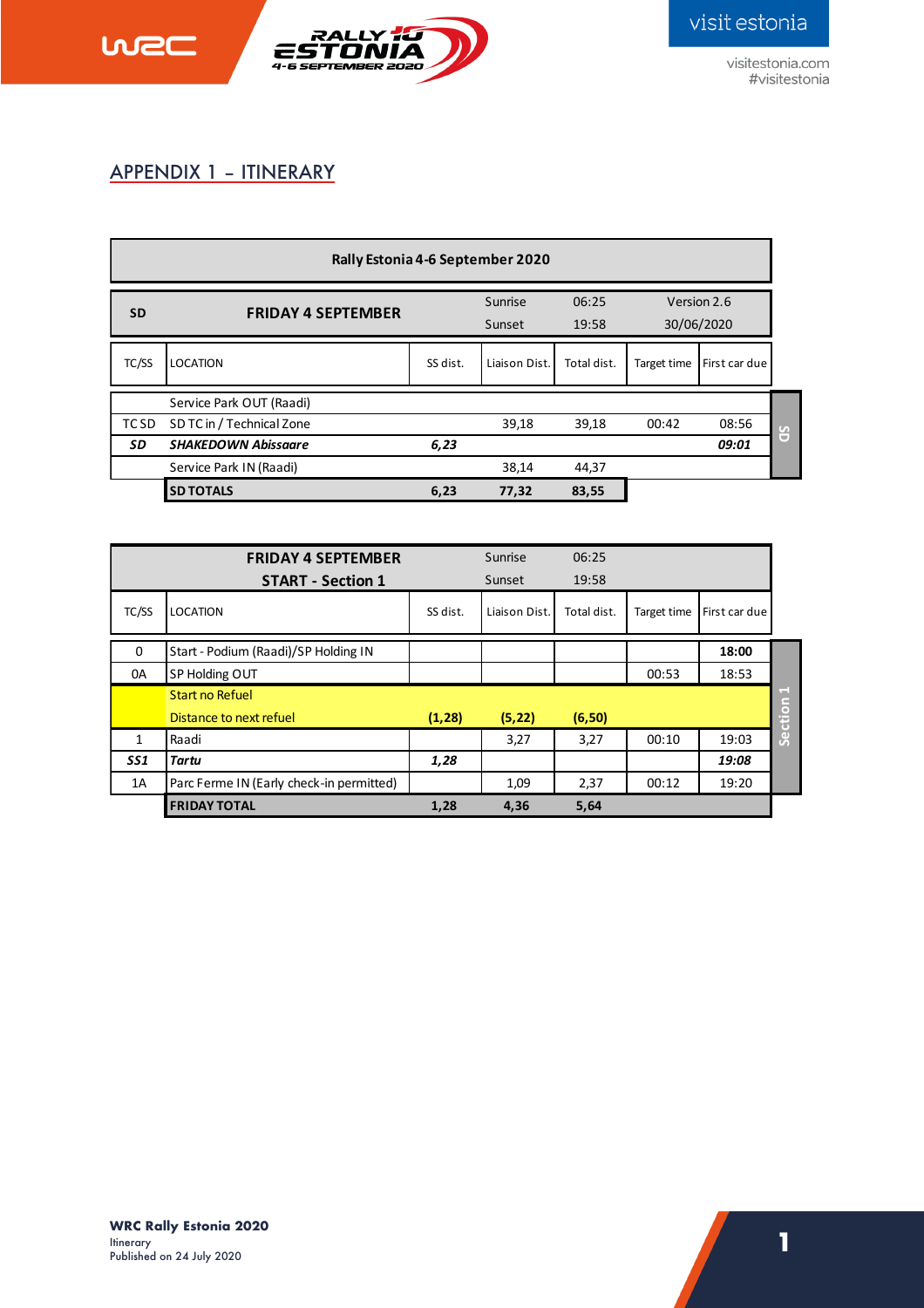## APPENDIX 1 – ITINERARY

**Rally Estonia 4-6 September 2020**

| SD | FRIDAY 4 SEPTEMBER | | Sunrise | 06:25 | Version 2.6 | |
|---|---|---|---|---|---|---|
| | | | Sunset | 19:58 | 30/06/2020 | |
| **TC/SS** | **LOCATION** | **SS dist.** | **Liaison Dist.** | **Total dist.** | **Target time** | **First car due** |
| | Service Park OUT (Raadi) | | | | | |
| TC SD | SD TC in / Technical Zone | | 39,18 | 39,18 | 00:42 | 08:56 |
| ***SD*** | ***SHAKEDOWN Abissaare*** | ***6,23*** | | | | ***09:01*** |
| | Service Park IN (Raadi) | | 38,14 | 44,37 | | |
| | **SD TOTALS** | **6,23** | **77,32** | **83,55** | | |

| FRIDAY 4 SEPTEMBER START - Section 1 | | | Sunrise | 06:25 | | |
|---|---|---|---|---|---|---|
| | | | Sunset | 19:58 | | |
| **TC/SS** | **LOCATION** | **SS dist.** | **Liaison Dist.** | **Total dist.** | **Target time** | **First car due** |
| 0 | Start - Podium (Raadi)/SP Holding IN | | | | | **18:00** |
| 0A | SP Holding OUT | | | | 00:53 | 18:53 |
| | Start no Refuel<br>Distance to next refuel | **(1,28)** | **(5,22)** | **(6,50)** | | |
| 1 | Raadi | | 3,27 | 3,27 | 00:10 | 19:03 |
| ***SS1*** | ***Tartu*** | ***1,28*** | | | | ***19:08*** |
| 1A | Parc Ferme IN (Early check-in permitted) | | 1,09 | 2,37 | 00:12 | 19:20 |
| | **FRIDAY TOTAL** | **1,28** | **4,36** | **5,64** | | |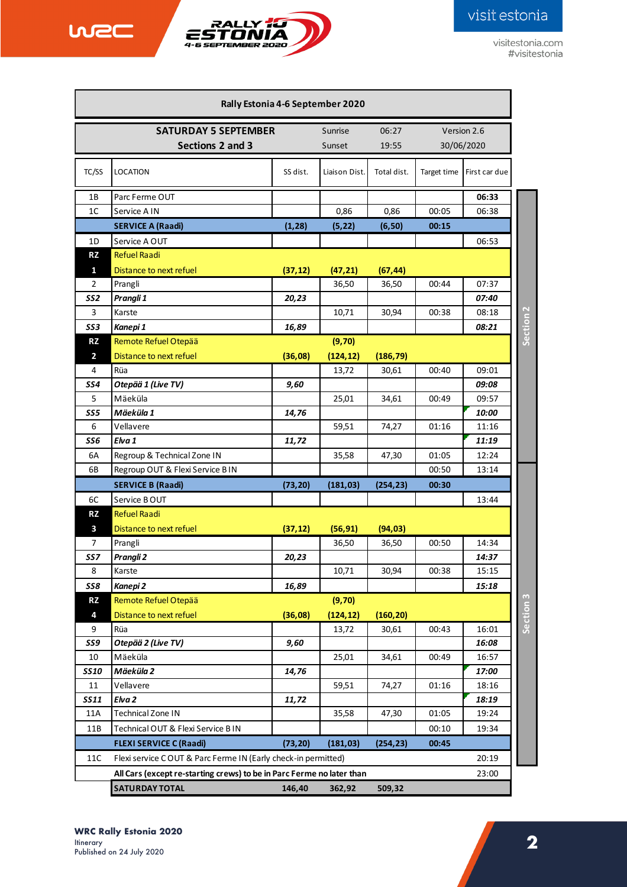**Rally Estonia 4-6 September 2020**

| SATURDAY 5 SEPTEMBER Sections 2 and 3 | | Sunrise | 06:27 | Version 2.6 | |
|---|---|---|---|---|---|
| | | Sunset | 19:55 | 30/06/2020 | |

| TC/SS | LOCATION | SS dist. | Liaison Dist. | Total dist. | Target time | First car due | |
|---|---|---|---|---|---|---|---|
| 1B | Parc Ferme OUT | | | | | **06:33** | Section 2 |
| 1C | Service A IN | | 0,86 | 0,86 | 00:05 | 06:38 | |
| | **SERVICE A (Raadi)** | **(1,28)** | **(5,22)** | **(6,50)** | **00:15** | | |
| 1D | Service A OUT | | | | | 06:53 | |
| **RZ** | Refuel Raadi | | | | | | |
| **1** | Distance to next refuel | **(37,12)** | **(47,21)** | **(67,44)** | | | |
| 2 | Prangli | | 36,50 | 36,50 | 00:44 | 07:37 | |
| ***SS2*** | ***Prangli 1*** | ***20,23*** | | | | ***07:40*** | |
| 3 | Karste | | 10,71 | 30,94 | 00:38 | 08:18 | |
| ***SS3*** | ***Kanepi 1*** | ***16,89*** | | | | ***08:21*** | |
| **RZ** | Remote Refuel Otepää | | **(9,70)** | | | | |
| **2** | Distance to next refuel | **(36,08)** | **(124,12)** | **(186,79)** | | | |
| 4 | Rüa | | 13,72 | 30,61 | 00:40 | 09:01 | |
| ***SS4*** | ***Otepää 1 (Live TV)*** | ***9,60*** | | | | ***09:08*** | |
| 5 | Mäeküla | | 25,01 | 34,61 | 00:49 | 09:57 | |
| ***SS5*** | ***Mäeküla 1*** | ***14,76*** | | | | ***10:00*** | |
| 6 | Vellavere | | 59,51 | 74,27 | 01:16 | 11:16 | |
| ***SS6*** | ***Elva 1*** | ***11,72*** | | | | ***11:19*** | |
| 6A | Regroup & Technical Zone IN | | 35,58 | 47,30 | 01:05 | 12:24 | |
| 6B | Regroup OUT & Flexi Service B IN | | | | 00:50 | 13:14 | |
| | **SERVICE B (Raadi)** | **(73,20)** | **(181,03)** | **(254,23)** | **00:30** | | Section 3 |
| 6C | Service B OUT | | | | | 13:44 | |
| **RZ** | Refuel Raadi | | | | | | |
| **3** | Distance to next refuel | **(37,12)** | **(56,91)** | **(94,03)** | | | |
| 7 | Prangli | | 36,50 | 36,50 | 00:50 | 14:34 | |
| ***SS7*** | ***Prangli 2*** | ***20,23*** | | | | ***14:37*** | |
| 8 | Karste | | 10,71 | 30,94 | 00:38 | 15:15 | |
| ***SS8*** | ***Kanepi 2*** | ***16,89*** | | | | ***15:18*** | |
| **RZ** | Remote Refuel Otepää | | **(9,70)** | | | | |
| **4** | Distance to next refuel | **(36,08)** | **(124,12)** | **(160,20)** | | | |
| 9 | Rüa | | 13,72 | 30,61 | 00:43 | 16:01 | |
| ***SS9*** | ***Otepää 2 (Live TV)*** | ***9,60*** | | | | ***16:08*** | |
| 10 | Mäeküla | | 25,01 | 34,61 | 00:49 | 16:57 | |
| ***SS10*** | ***Mäeküla 2*** | ***14,76*** | | | | ***17:00*** | |
| 11 | Vellavere | | 59,51 | 74,27 | 01:16 | 18:16 | |
| ***SS11*** | ***Elva 2*** | ***11,72*** | | | | ***18:19*** | |
| 11A | Technical Zone IN | | 35,58 | 47,30 | 01:05 | 19:24 | |
| 11B | Technical OUT & Flexi Service B IN | | | | 00:10 | 19:34 | |
| | **FLEXI SERVICE C (Raadi)** | **(73,20)** | **(181,03)** | **(254,23)** | **00:45** | | |
| 11C | Flexi service C OUT & Parc Ferme IN (Early check-in permitted) | | | | | 20:19 | |
| | **All Cars (except re-starting crews) to be in Parc Ferme no later than** | | | | | 23:00 | |
| | **SATURDAY TOTAL** | **146,40** | **362,92** | **509,32** | | | |

**WRC Rally Estonia 2020**
Itinerary
Published on 24 July 2020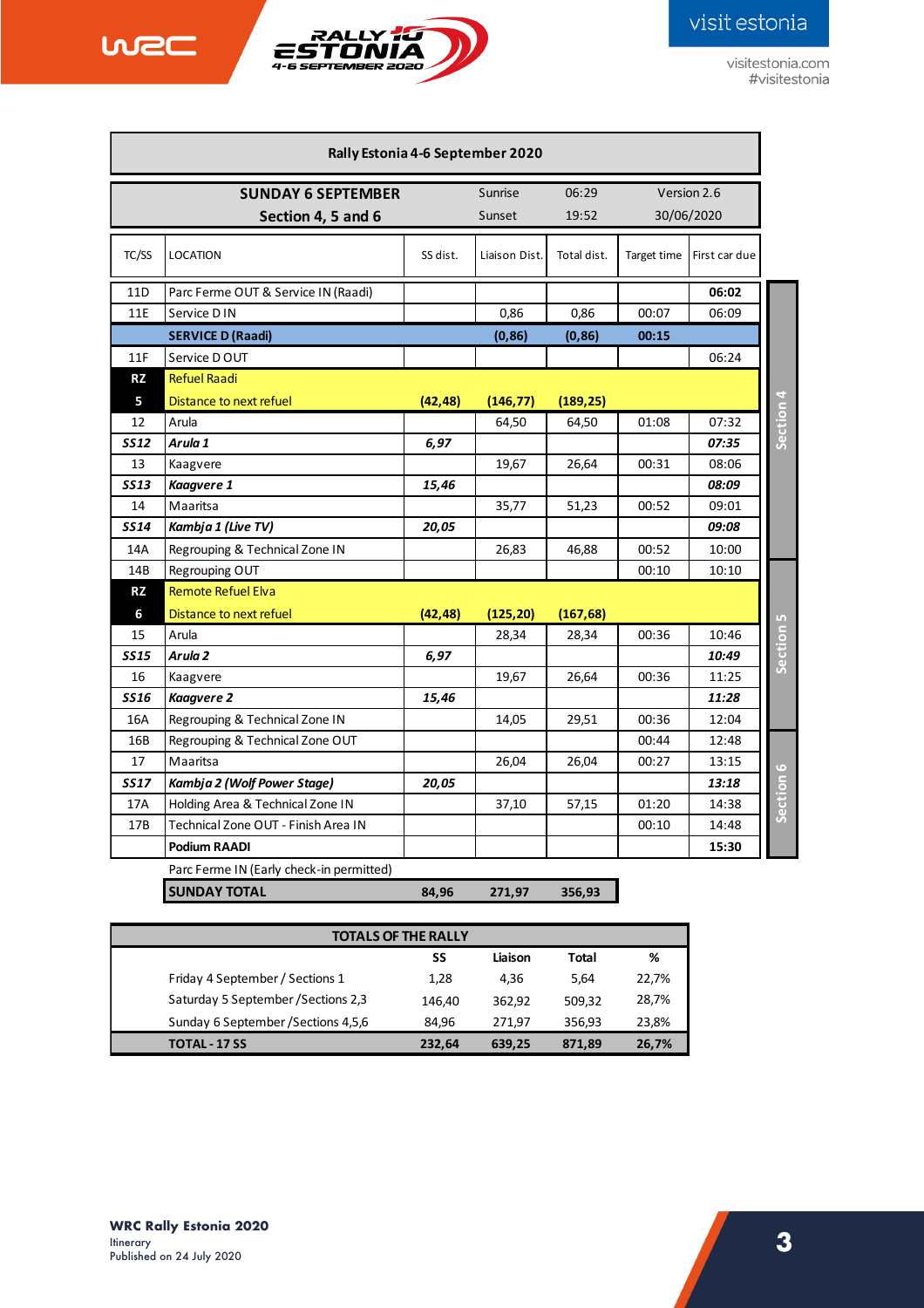## Rally Estonia 4-6 September 2020

**SUNDAY 6 SEPTEMBER**
**Section 4, 5 and 6**

Sunrise 06:29 | Sunset 19:52
Version 2.6 | 30/06/2020

| TC/SS | LOCATION | SS dist. | Liaison Dist. | Total dist. | Target time | First car due | Section |
|---|---|---|---|---|---|---|---|
| 11D | Parc Ferme OUT & Service IN (Raadi) | | | | | **06:02** | Section 4 |
| 11E | Service D IN | | 0,86 | 0,86 | 00:07 | 06:09 | Section 4 |
| | **SERVICE D (Raadi)** | | **(0,86)** | **(0,86)** | **00:15** | | Section 4 |
| 11F | Service D OUT | | | | | 06:24 | Section 4 |
| **RZ 5** | Refuel Raadi / Distance to next refuel | **(42,48)** | **(146,77)** | **(189,25)** | | | Section 4 |
| 12 | Arula | | 64,50 | 64,50 | 01:08 | 07:32 | Section 4 |
| ***SS12*** | ***Arula 1*** | ***6,97*** | | | | ***07:35*** | Section 4 |
| 13 | Kaagvere | | 19,67 | 26,64 | 00:31 | 08:06 | Section 4 |
| ***SS13*** | ***Kaagvere 1*** | ***15,46*** | | | | ***08:09*** | Section 4 |
| 14 | Maaritsa | | 35,77 | 51,23 | 00:52 | 09:01 | Section 4 |
| ***SS14*** | ***Kambja 1 (Live TV)*** | ***20,05*** | | | | ***09:08*** | Section 4 |
| 14A | Regrouping & Technical Zone IN | | 26,83 | 46,88 | 00:52 | 10:00 | Section 4 |
| 14B | Regrouping OUT | | | | 00:10 | 10:10 | Section 5 |
| **RZ 6** | Remote Refuel Elva / Distance to next refuel | **(42,48)** | **(125,20)** | **(167,68)** | | | Section 5 |
| 15 | Arula | | 28,34 | 28,34 | 00:36 | 10:46 | Section 5 |
| ***SS15*** | ***Arula 2*** | ***6,97*** | | | | ***10:49*** | Section 5 |
| 16 | Kaagvere | | 19,67 | 26,64 | 00:36 | 11:25 | Section 5 |
| ***SS16*** | ***Kaagvere 2*** | ***15,46*** | | | | ***11:28*** | Section 5 |
| 16A | Regrouping & Technical Zone IN | | 14,05 | 29,51 | 00:36 | 12:04 | Section 5 |
| 16B | Regrouping & Technical Zone OUT | | | | 00:44 | 12:48 | Section 6 |
| 17 | Maaritsa | | 26,04 | 26,04 | 00:27 | 13:15 | Section 6 |
| ***SS17*** | ***Kambja 2 (Wolf Power Stage)*** | ***20,05*** | | | | ***13:18*** | Section 6 |
| 17A | Holding Area & Technical Zone IN | | 37,10 | 57,15 | 01:20 | 14:38 | Section 6 |
| 17B | Technical Zone OUT - Finish Area IN | | | | 00:10 | 14:48 | Section 6 |
| | **Podium RAADI** | | | | | **15:30** | Section 6 |
| | Parc Ferme IN (Early check-in permitted) | | | | | | |
| | **SUNDAY TOTAL** | **84,96** | **271,97** | **356,93** | | | |

**TOTALS OF THE RALLY**

| | SS | Liaison | Total | % |
|---|---|---|---|---|
| Friday 4 September / Sections 1 | 1,28 | 4,36 | 5,64 | 22,7% |
| Saturday 5 September /Sections 2,3 | 146,40 | 362,92 | 509,32 | 28,7% |
| Sunday 6 September /Sections 4,5,6 | 84,96 | 271,97 | 356,93 | 23,8% |
| **TOTAL - 17 SS** | **232,64** | **639,25** | **871,89** | **26,7%** |